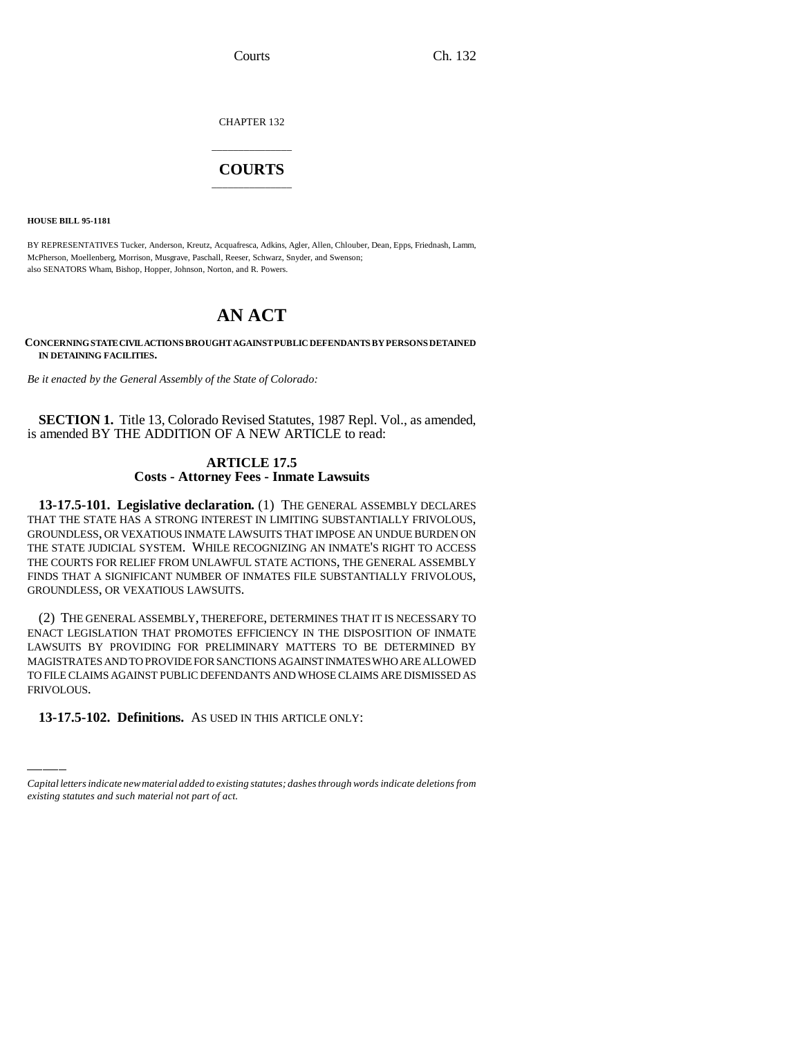CHAPTER 132

# COURTS

**HOUSE BILL 95-1181**

BY REPRESENTATIVES Tucker, Anderson, Kreutz, Acquafresca, Adkins, Agler, Allen, Chlouber, Dean, Epps, Friednash, Lamm, McPherson, Moellenberg, Morrison, Musgrave, Paschall, Reeser, Schwarz, Snyder, and Swenson;
also SENATORS Wham, Bishop, Hopper, Johnson, Norton, and R. Powers.

# AN ACT

**CONCERNING STATE CIVIL ACTIONS BROUGHT AGAINST PUBLIC DEFENDANTS BY PERSONS DETAINED IN DETAINING FACILITIES.**

*Be it enacted by the General Assembly of the State of Colorado:*

**SECTION 1.** Title 13, Colorado Revised Statutes, 1987 Repl. Vol., as amended, is amended BY THE ADDITION OF A NEW ARTICLE to read:

## ARTICLE 17.5
## Costs - Attorney Fees - Inmate Lawsuits

**13-17.5-101. Legislative declaration.** (1) THE GENERAL ASSEMBLY DECLARES THAT THE STATE HAS A STRONG INTEREST IN LIMITING SUBSTANTIALLY FRIVOLOUS, GROUNDLESS, OR VEXATIOUS INMATE LAWSUITS THAT IMPOSE AN UNDUE BURDEN ON THE STATE JUDICIAL SYSTEM. WHILE RECOGNIZING AN INMATE'S RIGHT TO ACCESS THE COURTS FOR RELIEF FROM UNLAWFUL STATE ACTIONS, THE GENERAL ASSEMBLY FINDS THAT A SIGNIFICANT NUMBER OF INMATES FILE SUBSTANTIALLY FRIVOLOUS, GROUNDLESS, OR VEXATIOUS LAWSUITS.

(2) THE GENERAL ASSEMBLY, THEREFORE, DETERMINES THAT IT IS NECESSARY TO ENACT LEGISLATION THAT PROMOTES EFFICIENCY IN THE DISPOSITION OF INMATE LAWSUITS BY PROVIDING FOR PRELIMINARY MATTERS TO BE DETERMINED BY MAGISTRATES AND TO PROVIDE FOR SANCTIONS AGAINST INMATES WHO ARE ALLOWED TO FILE CLAIMS AGAINST PUBLIC DEFENDANTS AND WHOSE CLAIMS ARE DISMISSED AS FRIVOLOUS.

**13-17.5-102. Definitions.** AS USED IN THIS ARTICLE ONLY:

*Capital letters indicate new material added to existing statutes; dashes through words indicate deletions from existing statutes and such material not part of act.*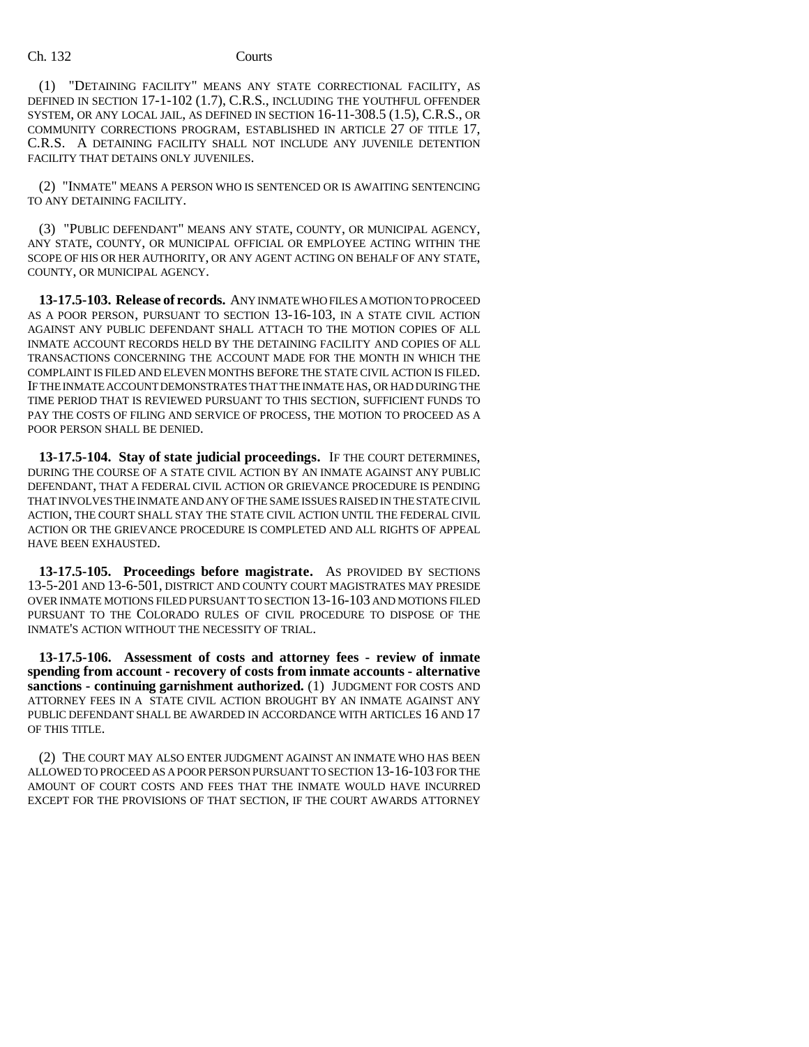(1) "DETAINING FACILITY" MEANS ANY STATE CORRECTIONAL FACILITY, AS DEFINED IN SECTION 17-1-102 (1.7), C.R.S., INCLUDING THE YOUTHFUL OFFENDER SYSTEM, OR ANY LOCAL JAIL, AS DEFINED IN SECTION 16-11-308.5 (1.5), C.R.S., OR COMMUNITY CORRECTIONS PROGRAM, ESTABLISHED IN ARTICLE 27 OF TITLE 17, C.R.S. A DETAINING FACILITY SHALL NOT INCLUDE ANY JUVENILE DETENTION FACILITY THAT DETAINS ONLY JUVENILES.

(2) "INMATE" MEANS A PERSON WHO IS SENTENCED OR IS AWAITING SENTENCING TO ANY DETAINING FACILITY.

(3) "PUBLIC DEFENDANT" MEANS ANY STATE, COUNTY, OR MUNICIPAL AGENCY, ANY STATE, COUNTY, OR MUNICIPAL OFFICIAL OR EMPLOYEE ACTING WITHIN THE SCOPE OF HIS OR HER AUTHORITY, OR ANY AGENT ACTING ON BEHALF OF ANY STATE, COUNTY, OR MUNICIPAL AGENCY.

**13-17.5-103. Release of records.** ANY INMATE WHO FILES A MOTION TO PROCEED AS A POOR PERSON, PURSUANT TO SECTION 13-16-103, IN A STATE CIVIL ACTION AGAINST ANY PUBLIC DEFENDANT SHALL ATTACH TO THE MOTION COPIES OF ALL INMATE ACCOUNT RECORDS HELD BY THE DETAINING FACILITY AND COPIES OF ALL TRANSACTIONS CONCERNING THE ACCOUNT MADE FOR THE MONTH IN WHICH THE COMPLAINT IS FILED AND ELEVEN MONTHS BEFORE THE STATE CIVIL ACTION IS FILED. IF THE INMATE ACCOUNT DEMONSTRATES THAT THE INMATE HAS, OR HAD DURING THE TIME PERIOD THAT IS REVIEWED PURSUANT TO THIS SECTION, SUFFICIENT FUNDS TO PAY THE COSTS OF FILING AND SERVICE OF PROCESS, THE MOTION TO PROCEED AS A POOR PERSON SHALL BE DENIED.

**13-17.5-104. Stay of state judicial proceedings.** IF THE COURT DETERMINES, DURING THE COURSE OF A STATE CIVIL ACTION BY AN INMATE AGAINST ANY PUBLIC DEFENDANT, THAT A FEDERAL CIVIL ACTION OR GRIEVANCE PROCEDURE IS PENDING THAT INVOLVES THE INMATE AND ANY OF THE SAME ISSUES RAISED IN THE STATE CIVIL ACTION, THE COURT SHALL STAY THE STATE CIVIL ACTION UNTIL THE FEDERAL CIVIL ACTION OR THE GRIEVANCE PROCEDURE IS COMPLETED AND ALL RIGHTS OF APPEAL HAVE BEEN EXHAUSTED.

**13-17.5-105. Proceedings before magistrate.** AS PROVIDED BY SECTIONS 13-5-201 AND 13-6-501, DISTRICT AND COUNTY COURT MAGISTRATES MAY PRESIDE OVER INMATE MOTIONS FILED PURSUANT TO SECTION 13-16-103 AND MOTIONS FILED PURSUANT TO THE COLORADO RULES OF CIVIL PROCEDURE TO DISPOSE OF THE INMATE'S ACTION WITHOUT THE NECESSITY OF TRIAL.

**13-17.5-106. Assessment of costs and attorney fees - review of inmate spending from account - recovery of costs from inmate accounts - alternative sanctions - continuing garnishment authorized.** (1) JUDGMENT FOR COSTS AND ATTORNEY FEES IN A STATE CIVIL ACTION BROUGHT BY AN INMATE AGAINST ANY PUBLIC DEFENDANT SHALL BE AWARDED IN ACCORDANCE WITH ARTICLES 16 AND 17 OF THIS TITLE.

(2) THE COURT MAY ALSO ENTER JUDGMENT AGAINST AN INMATE WHO HAS BEEN ALLOWED TO PROCEED AS A POOR PERSON PURSUANT TO SECTION 13-16-103 FOR THE AMOUNT OF COURT COSTS AND FEES THAT THE INMATE WOULD HAVE INCURRED EXCEPT FOR THE PROVISIONS OF THAT SECTION, IF THE COURT AWARDS ATTORNEY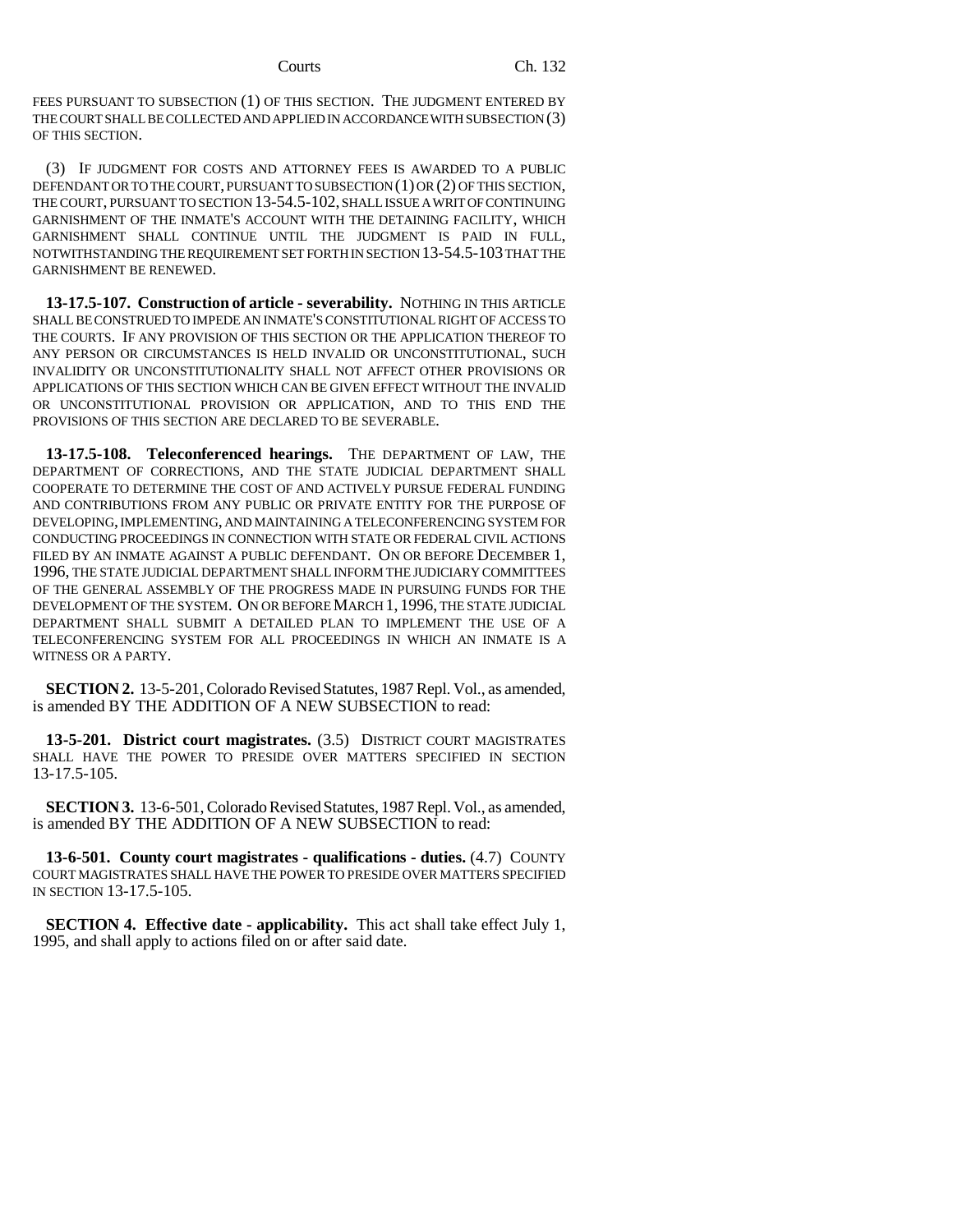FEES PURSUANT TO SUBSECTION (1) OF THIS SECTION. THE JUDGMENT ENTERED BY THE COURT SHALL BE COLLECTED AND APPLIED IN ACCORDANCE WITH SUBSECTION (3) OF THIS SECTION.

(3) IF JUDGMENT FOR COSTS AND ATTORNEY FEES IS AWARDED TO A PUBLIC DEFENDANT OR TO THE COURT, PURSUANT TO SUBSECTION (1) OR (2) OF THIS SECTION, THE COURT, PURSUANT TO SECTION 13-54.5-102, SHALL ISSUE A WRIT OF CONTINUING GARNISHMENT OF THE INMATE'S ACCOUNT WITH THE DETAINING FACILITY, WHICH GARNISHMENT SHALL CONTINUE UNTIL THE JUDGMENT IS PAID IN FULL, NOTWITHSTANDING THE REQUIREMENT SET FORTH IN SECTION 13-54.5-103 THAT THE GARNISHMENT BE RENEWED.

**13-17.5-107. Construction of article - severability.** NOTHING IN THIS ARTICLE SHALL BE CONSTRUED TO IMPEDE AN INMATE'S CONSTITUTIONAL RIGHT OF ACCESS TO THE COURTS. IF ANY PROVISION OF THIS SECTION OR THE APPLICATION THEREOF TO ANY PERSON OR CIRCUMSTANCES IS HELD INVALID OR UNCONSTITUTIONAL, SUCH INVALIDITY OR UNCONSTITUTIONALITY SHALL NOT AFFECT OTHER PROVISIONS OR APPLICATIONS OF THIS SECTION WHICH CAN BE GIVEN EFFECT WITHOUT THE INVALID OR UNCONSTITUTIONAL PROVISION OR APPLICATION, AND TO THIS END THE PROVISIONS OF THIS SECTION ARE DECLARED TO BE SEVERABLE.

**13-17.5-108. Teleconferenced hearings.** THE DEPARTMENT OF LAW, THE DEPARTMENT OF CORRECTIONS, AND THE STATE JUDICIAL DEPARTMENT SHALL COOPERATE TO DETERMINE THE COST OF AND ACTIVELY PURSUE FEDERAL FUNDING AND CONTRIBUTIONS FROM ANY PUBLIC OR PRIVATE ENTITY FOR THE PURPOSE OF DEVELOPING, IMPLEMENTING, AND MAINTAINING A TELECONFERENCING SYSTEM FOR CONDUCTING PROCEEDINGS IN CONNECTION WITH STATE OR FEDERAL CIVIL ACTIONS FILED BY AN INMATE AGAINST A PUBLIC DEFENDANT. ON OR BEFORE DECEMBER 1, 1996, THE STATE JUDICIAL DEPARTMENT SHALL INFORM THE JUDICIARY COMMITTEES OF THE GENERAL ASSEMBLY OF THE PROGRESS MADE IN PURSUING FUNDS FOR THE DEVELOPMENT OF THE SYSTEM. ON OR BEFORE MARCH 1, 1996, THE STATE JUDICIAL DEPARTMENT SHALL SUBMIT A DETAILED PLAN TO IMPLEMENT THE USE OF A TELECONFERENCING SYSTEM FOR ALL PROCEEDINGS IN WHICH AN INMATE IS A WITNESS OR A PARTY.

**SECTION 2.** 13-5-201, Colorado Revised Statutes, 1987 Repl. Vol., as amended, is amended BY THE ADDITION OF A NEW SUBSECTION to read:

**13-5-201. District court magistrates.** (3.5) DISTRICT COURT MAGISTRATES SHALL HAVE THE POWER TO PRESIDE OVER MATTERS SPECIFIED IN SECTION 13-17.5-105.

**SECTION 3.** 13-6-501, Colorado Revised Statutes, 1987 Repl. Vol., as amended, is amended BY THE ADDITION OF A NEW SUBSECTION to read:

**13-6-501. County court magistrates - qualifications - duties.** (4.7) COUNTY COURT MAGISTRATES SHALL HAVE THE POWER TO PRESIDE OVER MATTERS SPECIFIED IN SECTION 13-17.5-105.

**SECTION 4. Effective date - applicability.** This act shall take effect July 1, 1995, and shall apply to actions filed on or after said date.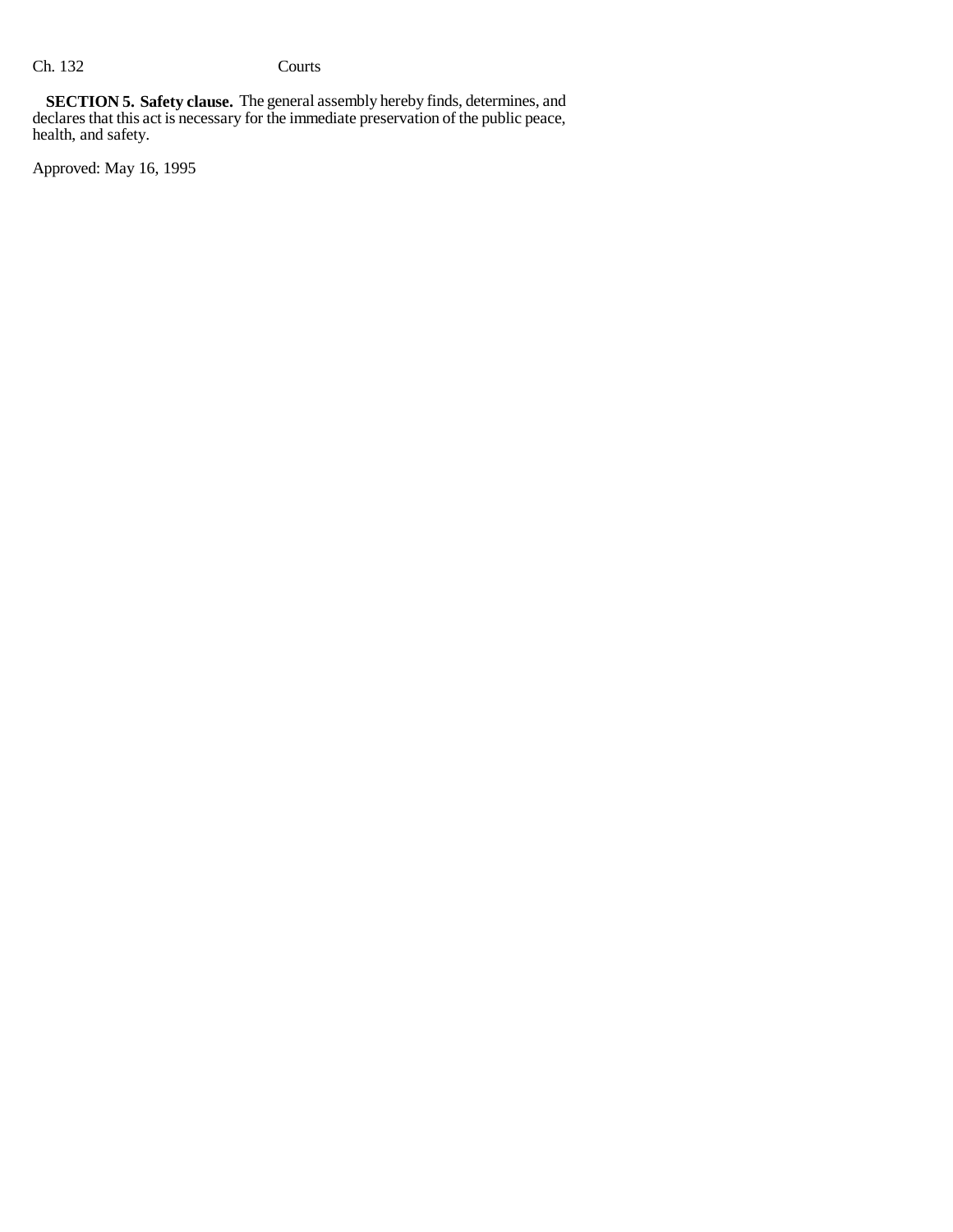**SECTION 5. Safety clause.** The general assembly hereby finds, determines, and declares that this act is necessary for the immediate preservation of the public peace, health, and safety.

Approved: May 16, 1995